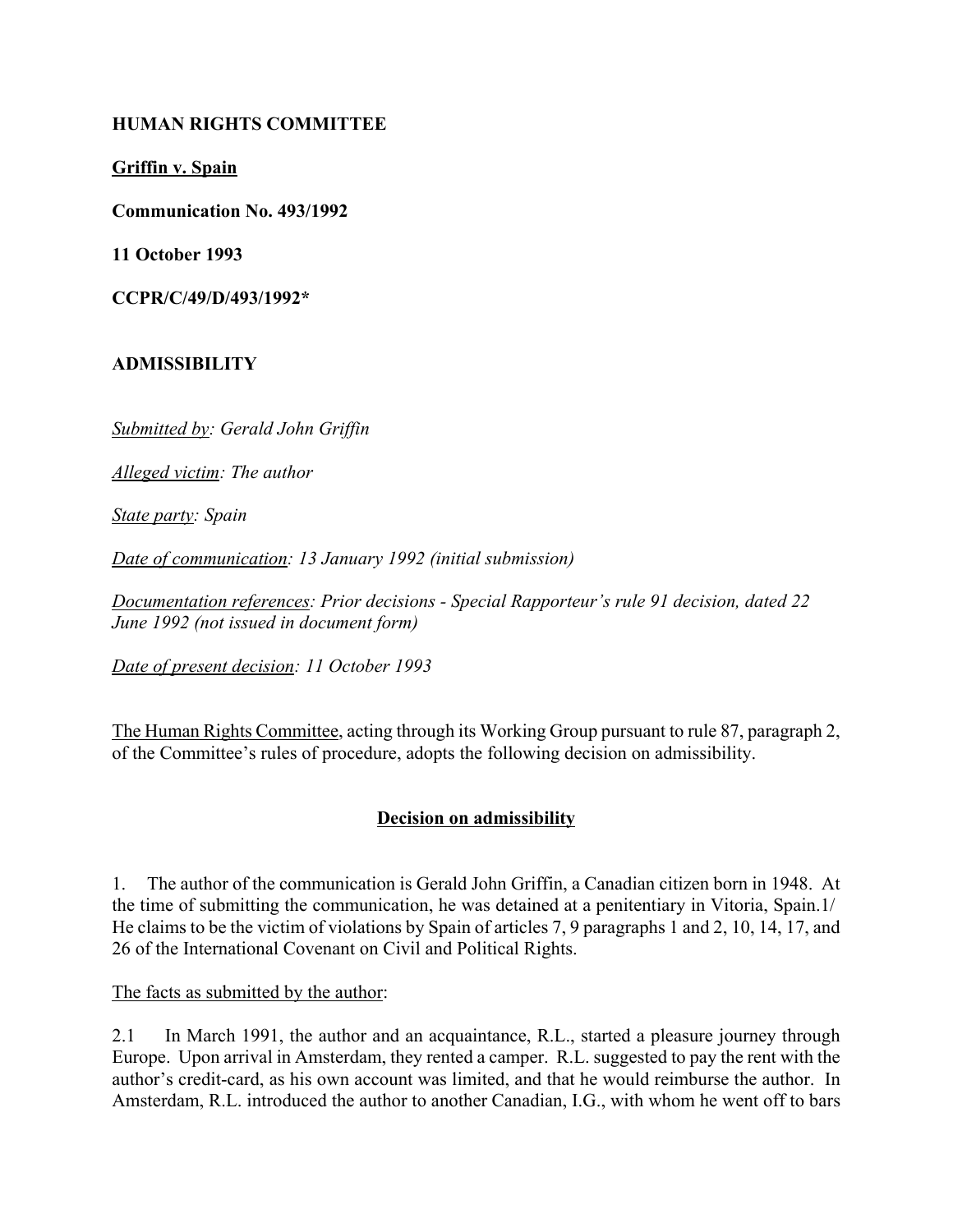**HUMAN RIGHTS COMMITTEE**

**<u>Griffin v. Spain</u>**

**Communication No. 493/1992**

**11 October 1993**

**CCPR/C/49/D/493/1992***

**ADMISSIBILITY**

*<u>Submitted by</u>: Gerald John Griffin*

*<u>Alleged victim</u>: The author*

*<u>State party</u>: Spain*

*<u>Date of communication</u>: 13 January 1992 (initial submission)*

*<u>Documentation references</u>: Prior decisions - Special Rapporteur's rule 91 decision, dated 22 June 1992 (not issued in document form)*

*<u>Date of present decision</u>: 11 October 1993*

<u>The Human Rights Committee</u>, acting through its Working Group pursuant to rule 87, paragraph 2, of the Committee's rules of procedure, adopts the following decision on admissibility.

**<u>Decision on admissibility</u>**

1. The author of the communication is Gerald John Griffin, a Canadian citizen born in 1948. At the time of submitting the communication, he was detained at a penitentiary in Vitoria, Spain.1/ He claims to be the victim of violations by Spain of articles 7, 9 paragraphs 1 and 2, 10, 14, 17, and 26 of the International Covenant on Civil and Political Rights.

<u>The facts as submitted by the author</u>:

2.1 In March 1991, the author and an acquaintance, R.L., started a pleasure journey through Europe. Upon arrival in Amsterdam, they rented a camper. R.L. suggested to pay the rent with the author's credit-card, as his own account was limited, and that he would reimburse the author. In Amsterdam, R.L. introduced the author to another Canadian, I.G., with whom he went off to bars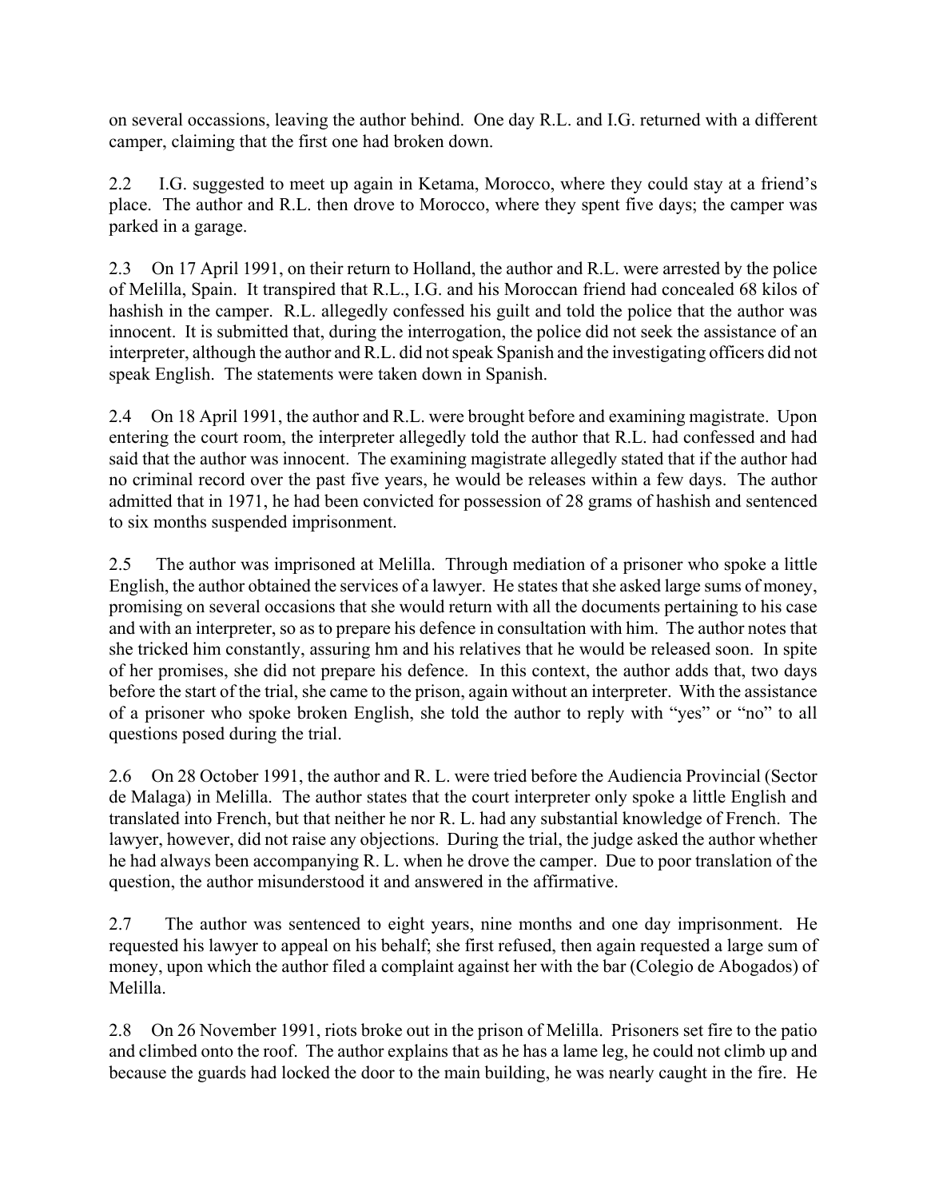on several occassions, leaving the author behind. One day R.L. and I.G. returned with a different camper, claiming that the first one had broken down.

2.2 I.G. suggested to meet up again in Ketama, Morocco, where they could stay at a friend's place. The author and R.L. then drove to Morocco, where they spent five days; the camper was parked in a garage.

2.3 On 17 April 1991, on their return to Holland, the author and R.L. were arrested by the police of Melilla, Spain. It transpired that R.L., I.G. and his Moroccan friend had concealed 68 kilos of hashish in the camper. R.L. allegedly confessed his guilt and told the police that the author was innocent. It is submitted that, during the interrogation, the police did not seek the assistance of an interpreter, although the author and R.L. did not speak Spanish and the investigating officers did not speak English. The statements were taken down in Spanish.

2.4 On 18 April 1991, the author and R.L. were brought before and examining magistrate. Upon entering the court room, the interpreter allegedly told the author that R.L. had confessed and had said that the author was innocent. The examining magistrate allegedly stated that if the author had no criminal record over the past five years, he would be releases within a few days. The author admitted that in 1971, he had been convicted for possession of 28 grams of hashish and sentenced to six months suspended imprisonment.

2.5 The author was imprisoned at Melilla. Through mediation of a prisoner who spoke a little English, the author obtained the services of a lawyer. He states that she asked large sums of money, promising on several occasions that she would return with all the documents pertaining to his case and with an interpreter, so as to prepare his defence in consultation with him. The author notes that she tricked him constantly, assuring hm and his relatives that he would be released soon. In spite of her promises, she did not prepare his defence. In this context, the author adds that, two days before the start of the trial, she came to the prison, again without an interpreter. With the assistance of a prisoner who spoke broken English, she told the author to reply with "yes" or "no" to all questions posed during the trial.

2.6 On 28 October 1991, the author and R. L. were tried before the Audiencia Provincial (Sector de Malaga) in Melilla. The author states that the court interpreter only spoke a little English and translated into French, but that neither he nor R. L. had any substantial knowledge of French. The lawyer, however, did not raise any objections. During the trial, the judge asked the author whether he had always been accompanying R. L. when he drove the camper. Due to poor translation of the question, the author misunderstood it and answered in the affirmative.

2.7 The author was sentenced to eight years, nine months and one day imprisonment. He requested his lawyer to appeal on his behalf; she first refused, then again requested a large sum of money, upon which the author filed a complaint against her with the bar (Colegio de Abogados) of Melilla.

2.8 On 26 November 1991, riots broke out in the prison of Melilla. Prisoners set fire to the patio and climbed onto the roof. The author explains that as he has a lame leg, he could not climb up and because the guards had locked the door to the main building, he was nearly caught in the fire. He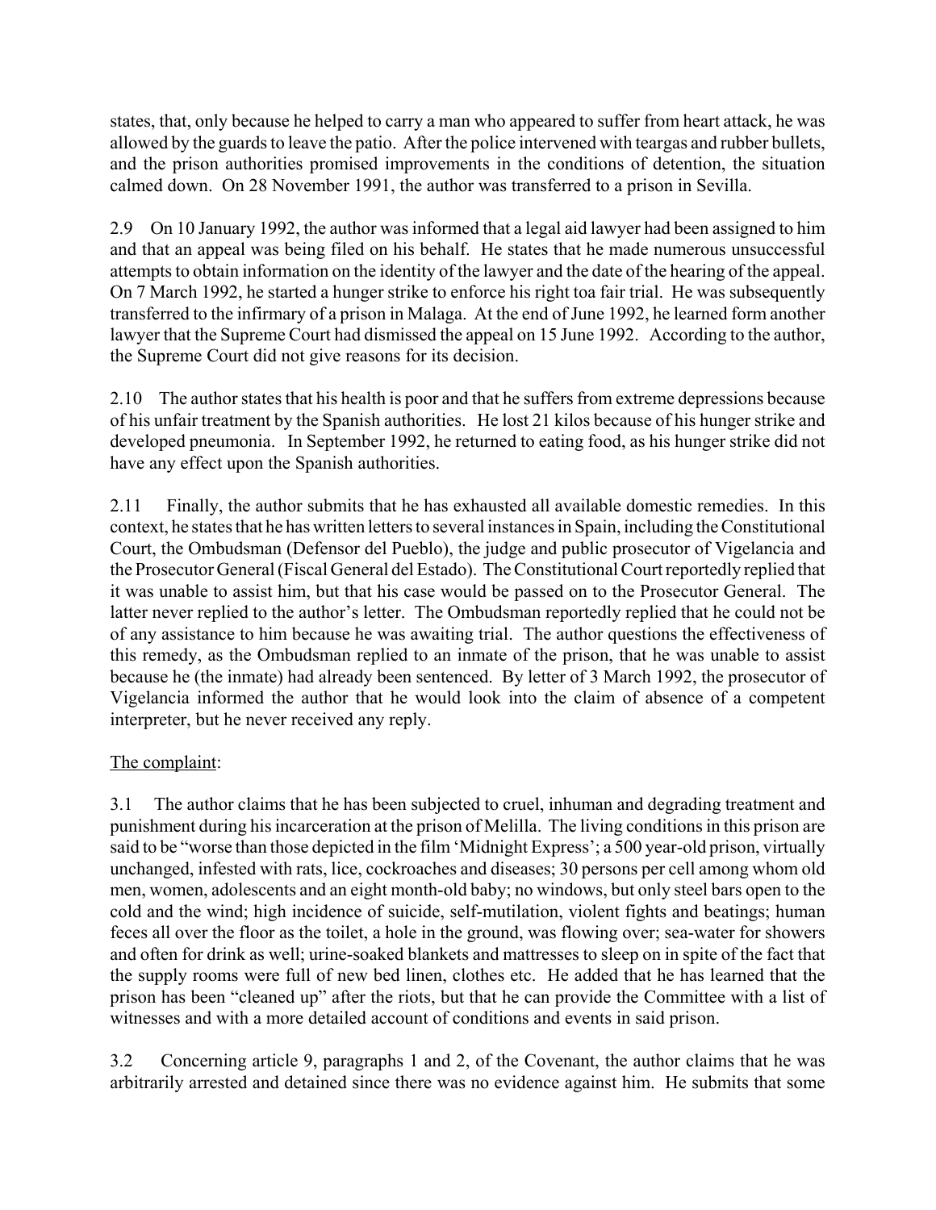states, that, only because he helped to carry a man who appeared to suffer from heart attack, he was allowed by the guards to leave the patio. After the police intervened with teargas and rubber bullets, and the prison authorities promised improvements in the conditions of detention, the situation calmed down. On 28 November 1991, the author was transferred to a prison in Sevilla.

2.9 On 10 January 1992, the author was informed that a legal aid lawyer had been assigned to him and that an appeal was being filed on his behalf. He states that he made numerous unsuccessful attempts to obtain information on the identity of the lawyer and the date of the hearing of the appeal. On 7 March 1992, he started a hunger strike to enforce his right toa fair trial. He was subsequently transferred to the infirmary of a prison in Malaga. At the end of June 1992, he learned form another lawyer that the Supreme Court had dismissed the appeal on 15 June 1992. According to the author, the Supreme Court did not give reasons for its decision.

2.10 The author states that his health is poor and that he suffers from extreme depressions because of his unfair treatment by the Spanish authorities. He lost 21 kilos because of his hunger strike and developed pneumonia. In September 1992, he returned to eating food, as his hunger strike did not have any effect upon the Spanish authorities.

2.11 Finally, the author submits that he has exhausted all available domestic remedies. In this context, he states that he has written letters to several instances in Spain, including the Constitutional Court, the Ombudsman (Defensor del Pueblo), the judge and public prosecutor of Vigelancia and the Prosecutor General (Fiscal General del Estado). The Constitutional Court reportedly replied that it was unable to assist him, but that his case would be passed on to the Prosecutor General. The latter never replied to the author's letter. The Ombudsman reportedly replied that he could not be of any assistance to him because he was awaiting trial. The author questions the effectiveness of this remedy, as the Ombudsman replied to an inmate of the prison, that he was unable to assist because he (the inmate) had already been sentenced. By letter of 3 March 1992, the prosecutor of Vigelancia informed the author that he would look into the claim of absence of a competent interpreter, but he never received any reply.

<u>The complaint</u>:

3.1 The author claims that he has been subjected to cruel, inhuman and degrading treatment and punishment during his incarceration at the prison of Melilla. The living conditions in this prison are said to be "worse than those depicted in the film 'Midnight Express'; a 500 year-old prison, virtually unchanged, infested with rats, lice, cockroaches and diseases; 30 persons per cell among whom old men, women, adolescents and an eight month-old baby; no windows, but only steel bars open to the cold and the wind; high incidence of suicide, self-mutilation, violent fights and beatings; human feces all over the floor as the toilet, a hole in the ground, was flowing over; sea-water for showers and often for drink as well; urine-soaked blankets and mattresses to sleep on in spite of the fact that the supply rooms were full of new bed linen, clothes etc. He added that he has learned that the prison has been "cleaned up" after the riots, but that he can provide the Committee with a list of witnesses and with a more detailed account of conditions and events in said prison.

3.2 Concerning article 9, paragraphs 1 and 2, of the Covenant, the author claims that he was arbitrarily arrested and detained since there was no evidence against him. He submits that some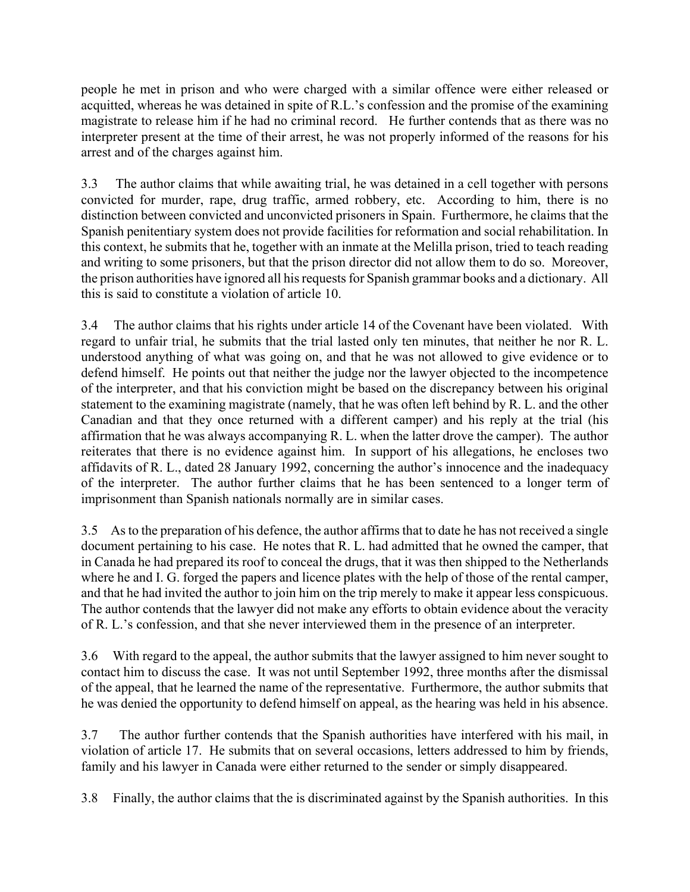people he met in prison and who were charged with a similar offence were either released or acquitted, whereas he was detained in spite of R.L.'s confession and the promise of the examining magistrate to release him if he had no criminal record. He further contends that as there was no interpreter present at the time of their arrest, he was not properly informed of the reasons for his arrest and of the charges against him.

3.3 The author claims that while awaiting trial, he was detained in a cell together with persons convicted for murder, rape, drug traffic, armed robbery, etc. According to him, there is no distinction between convicted and unconvicted prisoners in Spain. Furthermore, he claims that the Spanish penitentiary system does not provide facilities for reformation and social rehabilitation. In this context, he submits that he, together with an inmate at the Melilla prison, tried to teach reading and writing to some prisoners, but that the prison director did not allow them to do so. Moreover, the prison authorities have ignored all his requests for Spanish grammar books and a dictionary. All this is said to constitute a violation of article 10.

3.4 The author claims that his rights under article 14 of the Covenant have been violated. With regard to unfair trial, he submits that the trial lasted only ten minutes, that neither he nor R. L. understood anything of what was going on, and that he was not allowed to give evidence or to defend himself. He points out that neither the judge nor the lawyer objected to the incompetence of the interpreter, and that his conviction might be based on the discrepancy between his original statement to the examining magistrate (namely, that he was often left behind by R. L. and the other Canadian and that they once returned with a different camper) and his reply at the trial (his affirmation that he was always accompanying R. L. when the latter drove the camper). The author reiterates that there is no evidence against him. In support of his allegations, he encloses two affidavits of R. L., dated 28 January 1992, concerning the author's innocence and the inadequacy of the interpreter. The author further claims that he has been sentenced to a longer term of imprisonment than Spanish nationals normally are in similar cases.

3.5 As to the preparation of his defence, the author affirms that to date he has not received a single document pertaining to his case. He notes that R. L. had admitted that he owned the camper, that in Canada he had prepared its roof to conceal the drugs, that it was then shipped to the Netherlands where he and I. G. forged the papers and licence plates with the help of those of the rental camper, and that he had invited the author to join him on the trip merely to make it appear less conspicuous. The author contends that the lawyer did not make any efforts to obtain evidence about the veracity of R. L.'s confession, and that she never interviewed them in the presence of an interpreter.

3.6 With regard to the appeal, the author submits that the lawyer assigned to him never sought to contact him to discuss the case. It was not until September 1992, three months after the dismissal of the appeal, that he learned the name of the representative. Furthermore, the author submits that he was denied the opportunity to defend himself on appeal, as the hearing was held in his absence.

3.7 The author further contends that the Spanish authorities have interfered with his mail, in violation of article 17. He submits that on several occasions, letters addressed to him by friends, family and his lawyer in Canada were either returned to the sender or simply disappeared.

3.8 Finally, the author claims that the is discriminated against by the Spanish authorities. In this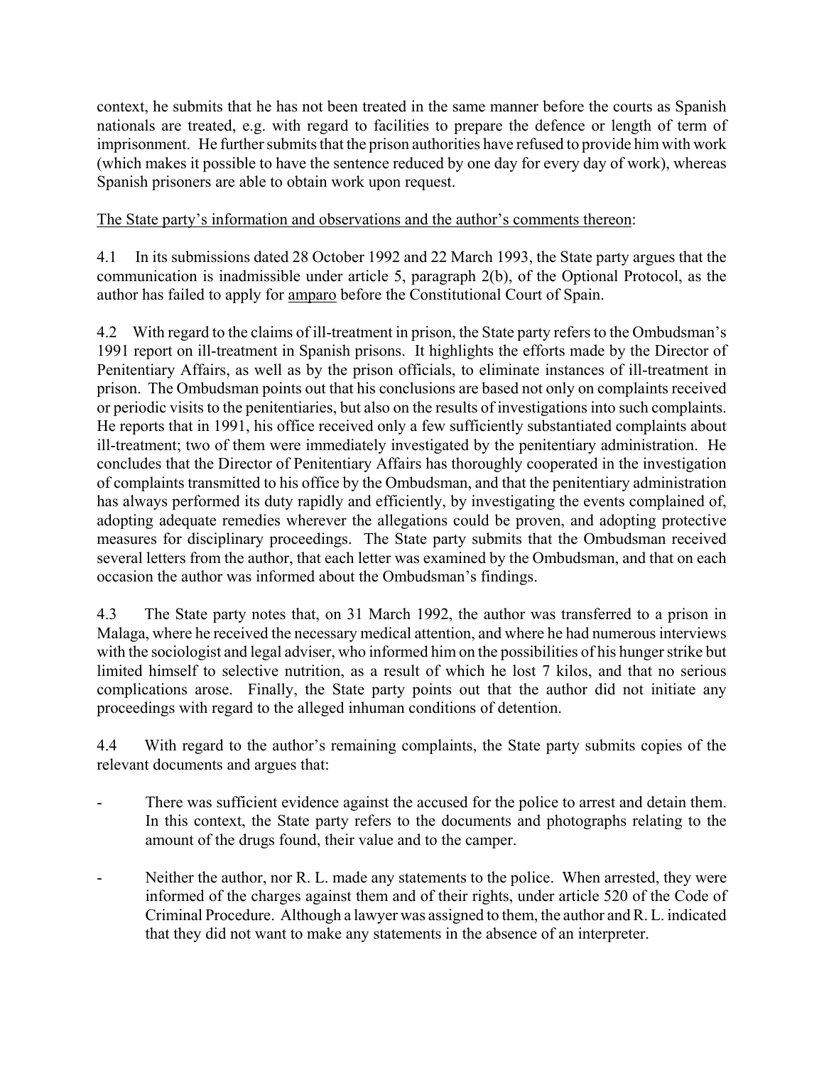context, he submits that he has not been treated in the same manner before the courts as Spanish nationals are treated, e.g. with regard to facilities to prepare the defence or length of term of imprisonment. He further submits that the prison authorities have refused to provide him with work (which makes it possible to have the sentence reduced by one day for every day of work), whereas Spanish prisoners are able to obtain work upon request.

The State party's information and observations and the author's comments thereon:

4.1 In its submissions dated 28 October 1992 and 22 March 1993, the State party argues that the communication is inadmissible under article 5, paragraph 2(b), of the Optional Protocol, as the author has failed to apply for amparo before the Constitutional Court of Spain.

4.2 With regard to the claims of ill-treatment in prison, the State party refers to the Ombudsman's 1991 report on ill-treatment in Spanish prisons. It highlights the efforts made by the Director of Penitentiary Affairs, as well as by the prison officials, to eliminate instances of ill-treatment in prison. The Ombudsman points out that his conclusions are based not only on complaints received or periodic visits to the penitentiaries, but also on the results of investigations into such complaints. He reports that in 1991, his office received only a few sufficiently substantiated complaints about ill-treatment; two of them were immediately investigated by the penitentiary administration. He concludes that the Director of Penitentiary Affairs has thoroughly cooperated in the investigation of complaints transmitted to his office by the Ombudsman, and that the penitentiary administration has always performed its duty rapidly and efficiently, by investigating the events complained of, adopting adequate remedies wherever the allegations could be proven, and adopting protective measures for disciplinary proceedings. The State party submits that the Ombudsman received several letters from the author, that each letter was examined by the Ombudsman, and that on each occasion the author was informed about the Ombudsman's findings.

4.3 The State party notes that, on 31 March 1992, the author was transferred to a prison in Malaga, where he received the necessary medical attention, and where he had numerous interviews with the sociologist and legal adviser, who informed him on the possibilities of his hunger strike but limited himself to selective nutrition, as a result of which he lost 7 kilos, and that no serious complications arose. Finally, the State party points out that the author did not initiate any proceedings with regard to the alleged inhuman conditions of detention.

4.4 With regard to the author's remaining complaints, the State party submits copies of the relevant documents and argues that:

- There was sufficient evidence against the accused for the police to arrest and detain them. In this context, the State party refers to the documents and photographs relating to the amount of the drugs found, their value and to the camper.

- Neither the author, nor R. L. made any statements to the police. When arrested, they were informed of the charges against them and of their rights, under article 520 of the Code of Criminal Procedure. Although a lawyer was assigned to them, the author and R. L. indicated that they did not want to make any statements in the absence of an interpreter.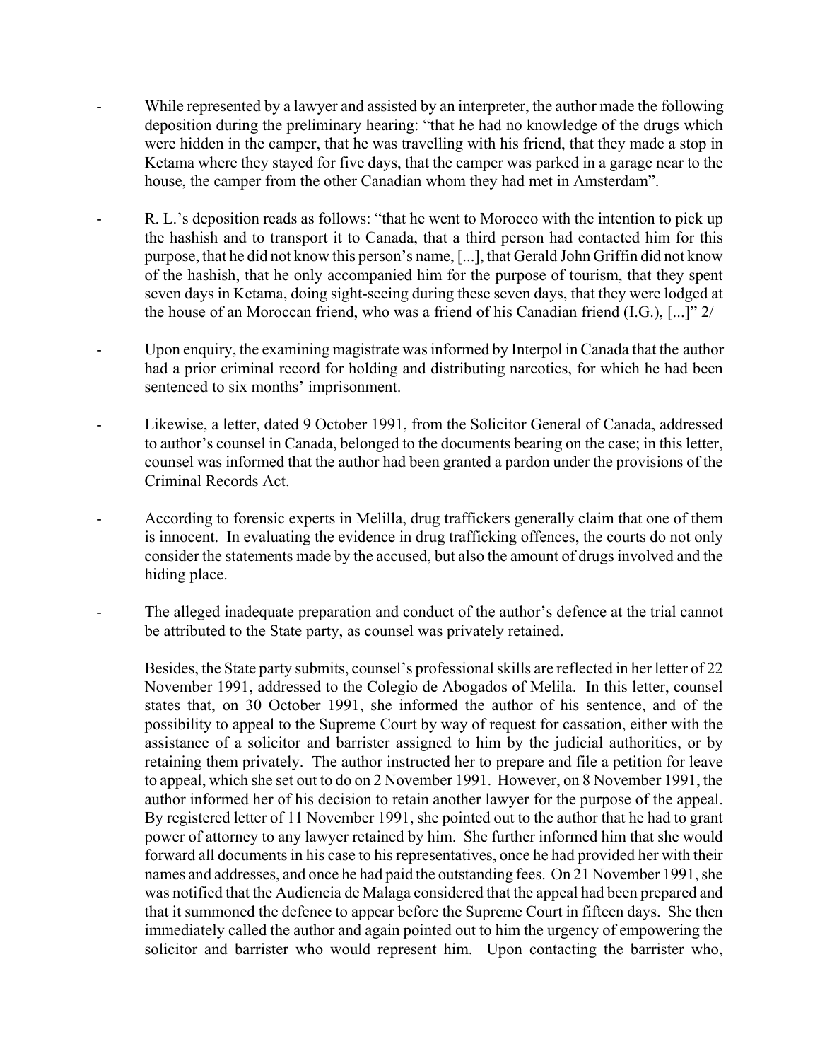- While represented by a lawyer and assisted by an interpreter, the author made the following deposition during the preliminary hearing: "that he had no knowledge of the drugs which were hidden in the camper, that he was travelling with his friend, that they made a stop in Ketama where they stayed for five days, that the camper was parked in a garage near to the house, the camper from the other Canadian whom they had met in Amsterdam".

- R. L.'s deposition reads as follows: "that he went to Morocco with the intention to pick up the hashish and to transport it to Canada, that a third person had contacted him for this purpose, that he did not know this person's name, [...], that Gerald John Griffin did not know of the hashish, that he only accompanied him for the purpose of tourism, that they spent seven days in Ketama, doing sight-seeing during these seven days, that they were lodged at the house of an Moroccan friend, who was a friend of his Canadian friend (I.G.), [...]" 2/

- Upon enquiry, the examining magistrate was informed by Interpol in Canada that the author had a prior criminal record for holding and distributing narcotics, for which he had been sentenced to six months' imprisonment.

- Likewise, a letter, dated 9 October 1991, from the Solicitor General of Canada, addressed to author's counsel in Canada, belonged to the documents bearing on the case; in this letter, counsel was informed that the author had been granted a pardon under the provisions of the Criminal Records Act.

- According to forensic experts in Melilla, drug traffickers generally claim that one of them is innocent. In evaluating the evidence in drug trafficking offences, the courts do not only consider the statements made by the accused, but also the amount of drugs involved and the hiding place.

- The alleged inadequate preparation and conduct of the author's defence at the trial cannot be attributed to the State party, as counsel was privately retained.

Besides, the State party submits, counsel's professional skills are reflected in her letter of 22 November 1991, addressed to the Colegio de Abogados of Melila. In this letter, counsel states that, on 30 October 1991, she informed the author of his sentence, and of the possibility to appeal to the Supreme Court by way of request for cassation, either with the assistance of a solicitor and barrister assigned to him by the judicial authorities, or by retaining them privately. The author instructed her to prepare and file a petition for leave to appeal, which she set out to do on 2 November 1991. However, on 8 November 1991, the author informed her of his decision to retain another lawyer for the purpose of the appeal. By registered letter of 11 November 1991, she pointed out to the author that he had to grant power of attorney to any lawyer retained by him. She further informed him that she would forward all documents in his case to his representatives, once he had provided her with their names and addresses, and once he had paid the outstanding fees. On 21 November 1991, she was notified that the Audiencia de Malaga considered that the appeal had been prepared and that it summoned the defence to appear before the Supreme Court in fifteen days. She then immediately called the author and again pointed out to him the urgency of empowering the solicitor and barrister who would represent him. Upon contacting the barrister who,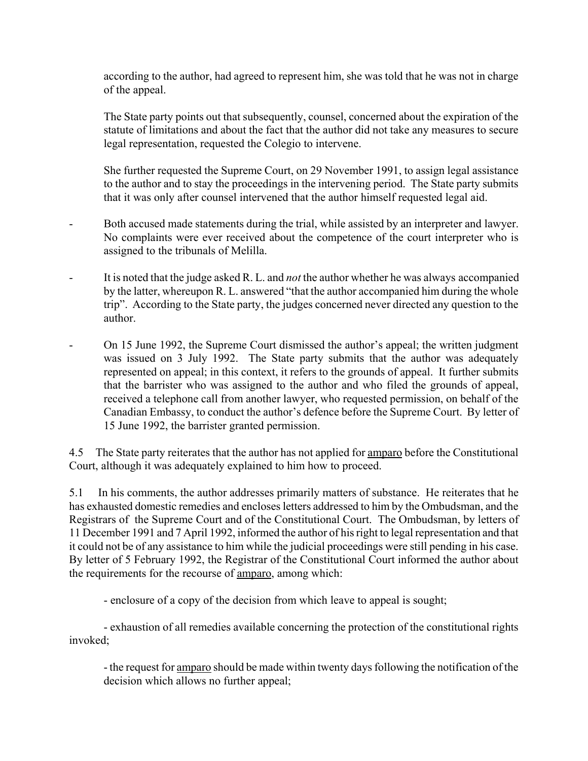according to the author, had agreed to represent him, she was told that he was not in charge of the appeal.

The State party points out that subsequently, counsel, concerned about the expiration of the statute of limitations and about the fact that the author did not take any measures to secure legal representation, requested the Colegio to intervene.

She further requested the Supreme Court, on 29 November 1991, to assign legal assistance to the author and to stay the proceedings in the intervening period. The State party submits that it was only after counsel intervened that the author himself requested legal aid.

- Both accused made statements during the trial, while assisted by an interpreter and lawyer. No complaints were ever received about the competence of the court interpreter who is assigned to the tribunals of Melilla.

- It is noted that the judge asked R. L. and *not* the author whether he was always accompanied by the latter, whereupon R. L. answered "that the author accompanied him during the whole trip". According to the State party, the judges concerned never directed any question to the author.

- On 15 June 1992, the Supreme Court dismissed the author's appeal; the written judgment was issued on 3 July 1992. The State party submits that the author was adequately represented on appeal; in this context, it refers to the grounds of appeal. It further submits that the barrister who was assigned to the author and who filed the grounds of appeal, received a telephone call from another lawyer, who requested permission, on behalf of the Canadian Embassy, to conduct the author's defence before the Supreme Court. By letter of 15 June 1992, the barrister granted permission.

4.5 The State party reiterates that the author has not applied for amparo before the Constitutional Court, although it was adequately explained to him how to proceed.

5.1 In his comments, the author addresses primarily matters of substance. He reiterates that he has exhausted domestic remedies and encloses letters addressed to him by the Ombudsman, and the Registrars of the Supreme Court and of the Constitutional Court. The Ombudsman, by letters of 11 December 1991 and 7 April 1992, informed the author of his right to legal representation and that it could not be of any assistance to him while the judicial proceedings were still pending in his case. By letter of 5 February 1992, the Registrar of the Constitutional Court informed the author about the requirements for the recourse of amparo, among which:

- enclosure of a copy of the decision from which leave to appeal is sought;

- exhaustion of all remedies available concerning the protection of the constitutional rights invoked;

- the request for amparo should be made within twenty days following the notification of the decision which allows no further appeal;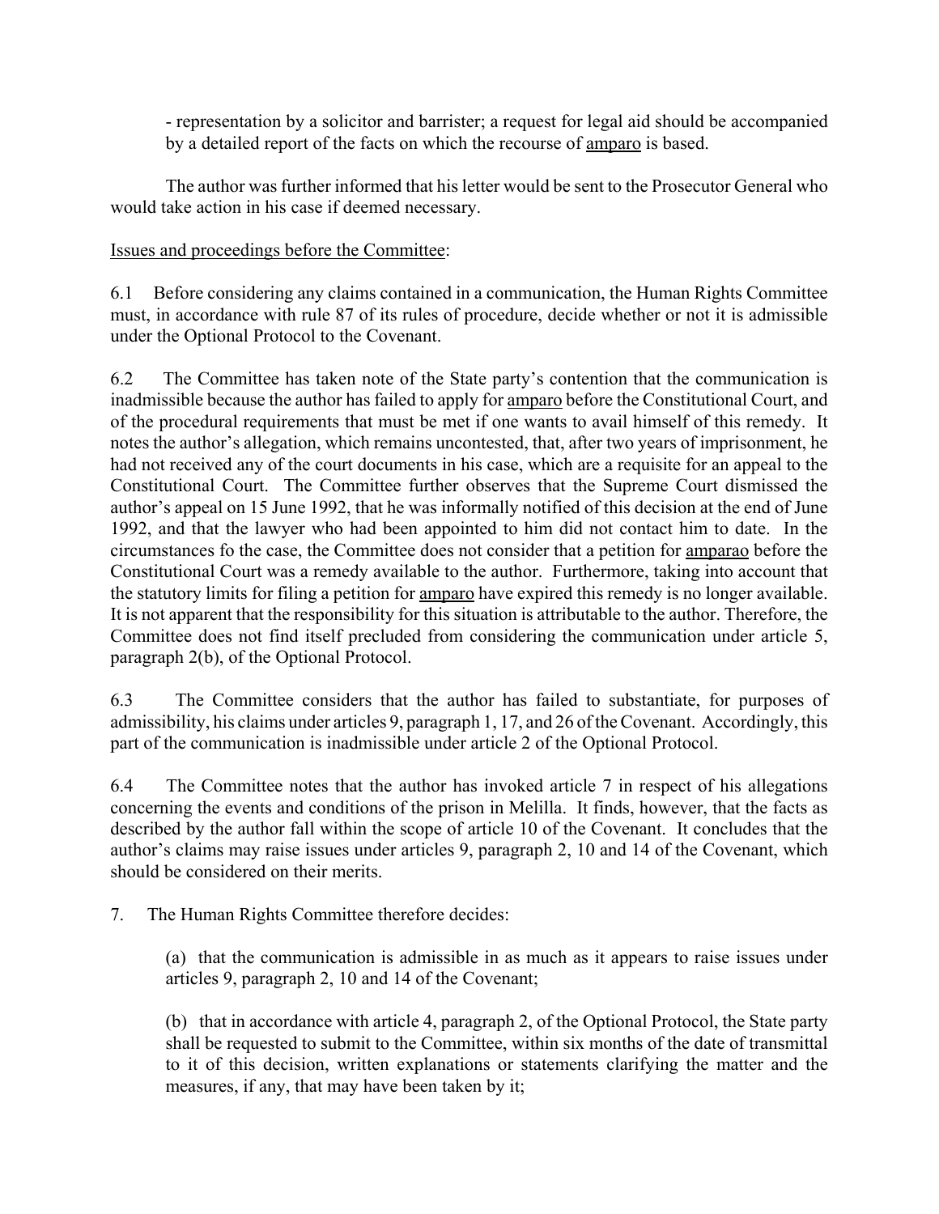- representation by a solicitor and barrister; a request for legal aid should be accompanied by a detailed report of the facts on which the recourse of amparo is based.

The author was further informed that his letter would be sent to the Prosecutor General who would take action in his case if deemed necessary.

Issues and proceedings before the Committee:

6.1 Before considering any claims contained in a communication, the Human Rights Committee must, in accordance with rule 87 of its rules of procedure, decide whether or not it is admissible under the Optional Protocol to the Covenant.

6.2 The Committee has taken note of the State party's contention that the communication is inadmissible because the author has failed to apply for amparo before the Constitutional Court, and of the procedural requirements that must be met if one wants to avail himself of this remedy. It notes the author's allegation, which remains uncontested, that, after two years of imprisonment, he had not received any of the court documents in his case, which are a requisite for an appeal to the Constitutional Court. The Committee further observes that the Supreme Court dismissed the author's appeal on 15 June 1992, that he was informally notified of this decision at the end of June 1992, and that the lawyer who had been appointed to him did not contact him to date. In the circumstances fo the case, the Committee does not consider that a petition for amparao before the Constitutional Court was a remedy available to the author. Furthermore, taking into account that the statutory limits for filing a petition for amparo have expired this remedy is no longer available. It is not apparent that the responsibility for this situation is attributable to the author. Therefore, the Committee does not find itself precluded from considering the communication under article 5, paragraph 2(b), of the Optional Protocol.

6.3 The Committee considers that the author has failed to substantiate, for purposes of admissibility, his claims under articles 9, paragraph 1, 17, and 26 of the Covenant. Accordingly, this part of the communication is inadmissible under article 2 of the Optional Protocol.

6.4 The Committee notes that the author has invoked article 7 in respect of his allegations concerning the events and conditions of the prison in Melilla. It finds, however, that the facts as described by the author fall within the scope of article 10 of the Covenant. It concludes that the author's claims may raise issues under articles 9, paragraph 2, 10 and 14 of the Covenant, which should be considered on their merits.

7. The Human Rights Committee therefore decides:

(a) that the communication is admissible in as much as it appears to raise issues under articles 9, paragraph 2, 10 and 14 of the Covenant;

(b) that in accordance with article 4, paragraph 2, of the Optional Protocol, the State party shall be requested to submit to the Committee, within six months of the date of transmittal to it of this decision, written explanations or statements clarifying the matter and the measures, if any, that may have been taken by it;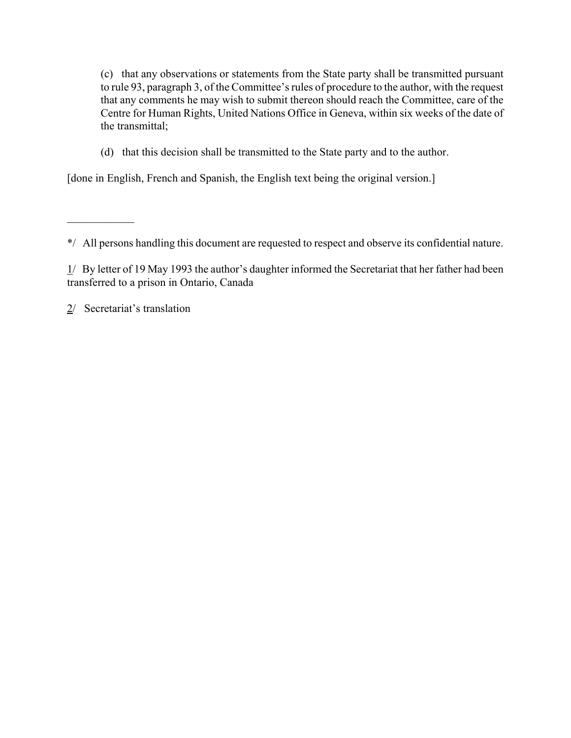(c) that any observations or statements from the State party shall be transmitted pursuant to rule 93, paragraph 3, of the Committee's rules of procedure to the author, with the request that any comments he may wish to submit thereon should reach the Committee, care of the Centre for Human Rights, United Nations Office in Geneva, within six weeks of the date of the transmittal;

(d) that this decision shall be transmitted to the State party and to the author.

[done in English, French and Spanish, the English text being the original version.]

---

*/ All persons handling this document are requested to respect and observe its confidential nature.

1/ By letter of 19 May 1993 the author's daughter informed the Secretariat that her father had been transferred to a prison in Ontario, Canada

2/ Secretariat's translation